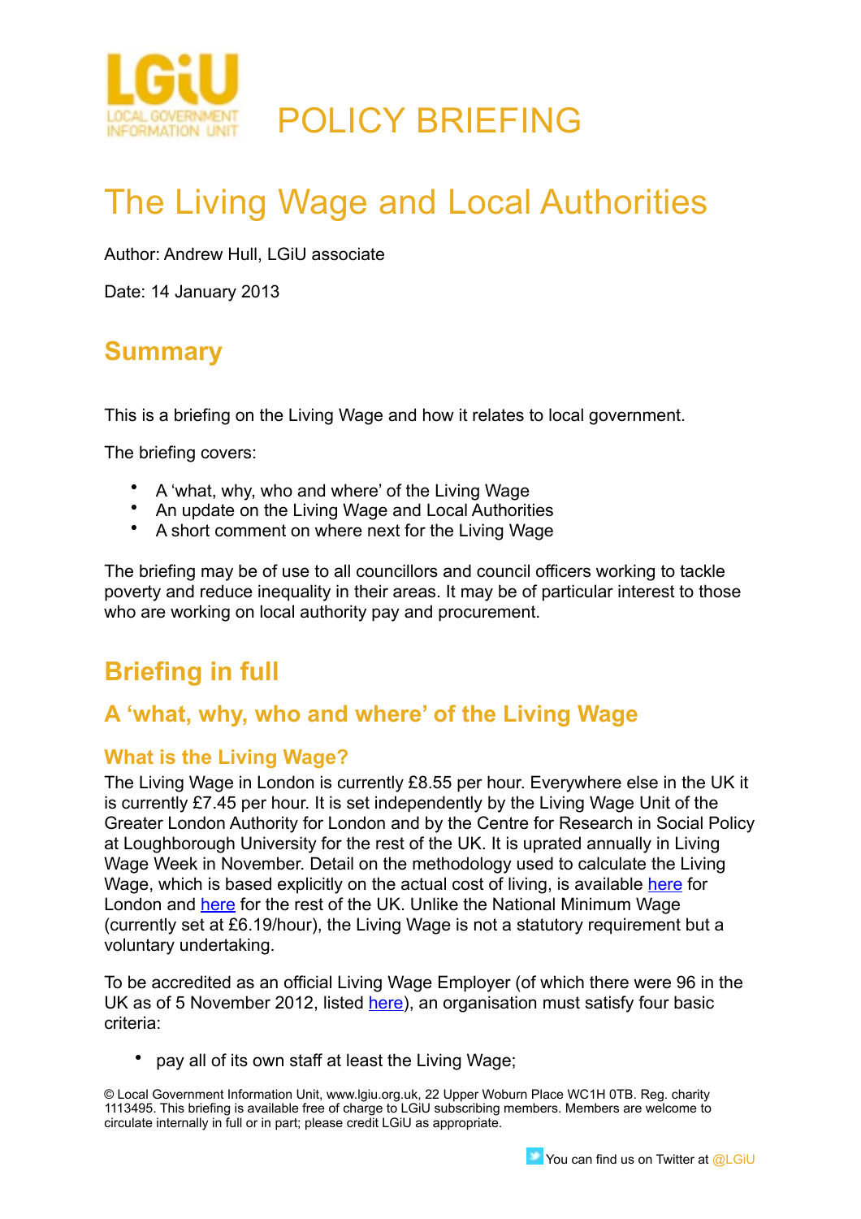LGiU LOCAL GOVERNMENT INFORMATION UNIT

POLICY BRIEFING

# The Living Wage and Local Authorities

Author: Andrew Hull, LGiU associate

Date: 14 January 2013

## Summary

This is a briefing on the Living Wage and how it relates to local government.

The briefing covers:

- A 'what, why, who and where' of the Living Wage
- An update on the Living Wage and Local Authorities
- A short comment on where next for the Living Wage

The briefing may be of use to all councillors and council officers working to tackle poverty and reduce inequality in their areas. It may be of particular interest to those who are working on local authority pay and procurement.

## Briefing in full

### A 'what, why, who and where' of the Living Wage

#### What is the Living Wage?

The Living Wage in London is currently £8.55 per hour. Everywhere else in the UK it is currently £7.45 per hour. It is set independently by the Living Wage Unit of the Greater London Authority for London and by the Centre for Research in Social Policy at Loughborough University for the rest of the UK. It is uprated annually in Living Wage Week in November. Detail on the methodology used to calculate the Living Wage, which is based explicitly on the actual cost of living, is available here for London and here for the rest of the UK. Unlike the National Minimum Wage (currently set at £6.19/hour), the Living Wage is not a statutory requirement but a voluntary undertaking.

To be accredited as an official Living Wage Employer (of which there were 96 in the UK as of 5 November 2012, listed here), an organisation must satisfy four basic criteria:

- pay all of its own staff at least the Living Wage;

© Local Government Information Unit, www.lgiu.org.uk, 22 Upper Woburn Place WC1H 0TB. Reg. charity 1113495. This briefing is available free of charge to LGiU subscribing members. Members are welcome to circulate internally in full or in part; please credit LGiU as appropriate.

You can find us on Twitter at @LGiU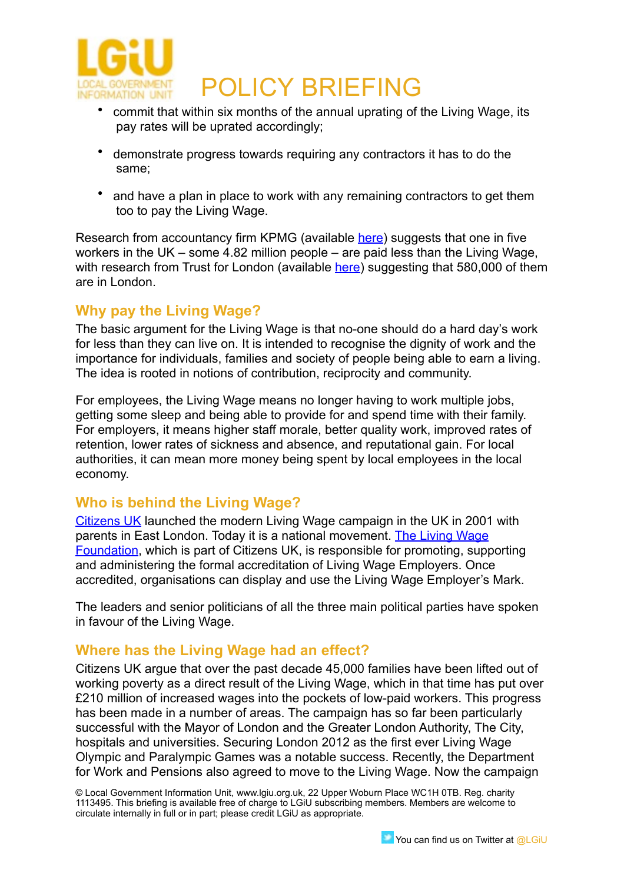- commit that within six months of the annual uprating of the Living Wage, its pay rates will be uprated accordingly;
- demonstrate progress towards requiring any contractors it has to do the same;
- and have a plan in place to work with any remaining contractors to get them too to pay the Living Wage.

Research from accountancy firm KPMG (available [here]) suggests that one in five workers in the UK – some 4.82 million people – are paid less than the Living Wage, with research from Trust for London (available [here]) suggesting that 580,000 of them are in London.

## Why pay the Living Wage?

The basic argument for the Living Wage is that no-one should do a hard day's work for less than they can live on. It is intended to recognise the dignity of work and the importance for individuals, families and society of people being able to earn a living. The idea is rooted in notions of contribution, reciprocity and community.

For employees, the Living Wage means no longer having to work multiple jobs, getting some sleep and being able to provide for and spend time with their family. For employers, it means higher staff morale, better quality work, improved rates of retention, lower rates of sickness and absence, and reputational gain. For local authorities, it can mean more money being spent by local employees in the local economy.

## Who is behind the Living Wage?

Citizens UK launched the modern Living Wage campaign in the UK in 2001 with parents in East London. Today it is a national movement. The Living Wage Foundation, which is part of Citizens UK, is responsible for promoting, supporting and administering the formal accreditation of Living Wage Employers. Once accredited, organisations can display and use the Living Wage Employer's Mark.

The leaders and senior politicians of all the three main political parties have spoken in favour of the Living Wage.

## Where has the Living Wage had an effect?

Citizens UK argue that over the past decade 45,000 families have been lifted out of working poverty as a direct result of the Living Wage, which in that time has put over £210 million of increased wages into the pockets of low-paid workers. This progress has been made in a number of areas. The campaign has so far been particularly successful with the Mayor of London and the Greater London Authority, The City, hospitals and universities. Securing London 2012 as the first ever Living Wage Olympic and Paralympic Games was a notable success. Recently, the Department for Work and Pensions also agreed to move to the Living Wage. Now the campaign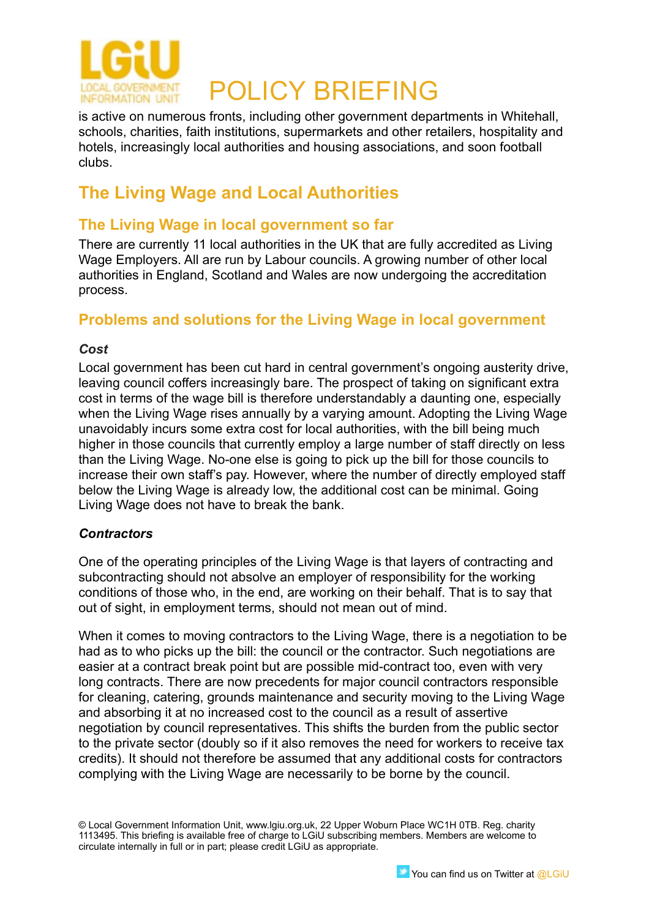is active on numerous fronts, including other government departments in Whitehall, schools, charities, faith institutions, supermarkets and other retailers, hospitality and hotels, increasingly local authorities and housing associations, and soon football clubs.

## The Living Wage and Local Authorities

### The Living Wage in local government so far

There are currently 11 local authorities in the UK that are fully accredited as Living Wage Employers. All are run by Labour councils. A growing number of other local authorities in England, Scotland and Wales are now undergoing the accreditation process.

### Problems and solutions for the Living Wage in local government

***Cost***

Local government has been cut hard in central government's ongoing austerity drive, leaving council coffers increasingly bare. The prospect of taking on significant extra cost in terms of the wage bill is therefore understandably a daunting one, especially when the Living Wage rises annually by a varying amount. Adopting the Living Wage unavoidably incurs some extra cost for local authorities, with the bill being much higher in those councils that currently employ a large number of staff directly on less than the Living Wage. No-one else is going to pick up the bill for those councils to increase their own staff's pay. However, where the number of directly employed staff below the Living Wage is already low, the additional cost can be minimal. Going Living Wage does not have to break the bank.

***Contractors***

One of the operating principles of the Living Wage is that layers of contracting and subcontracting should not absolve an employer of responsibility for the working conditions of those who, in the end, are working on their behalf. That is to say that out of sight, in employment terms, should not mean out of mind.

When it comes to moving contractors to the Living Wage, there is a negotiation to be had as to who picks up the bill: the council or the contractor. Such negotiations are easier at a contract break point but are possible mid-contract too, even with very long contracts. There are now precedents for major council contractors responsible for cleaning, catering, grounds maintenance and security moving to the Living Wage and absorbing it at no increased cost to the council as a result of assertive negotiation by council representatives. This shifts the burden from the public sector to the private sector (doubly so if it also removes the need for workers to receive tax credits). It should not therefore be assumed that any additional costs for contractors complying with the Living Wage are necessarily to be borne by the council.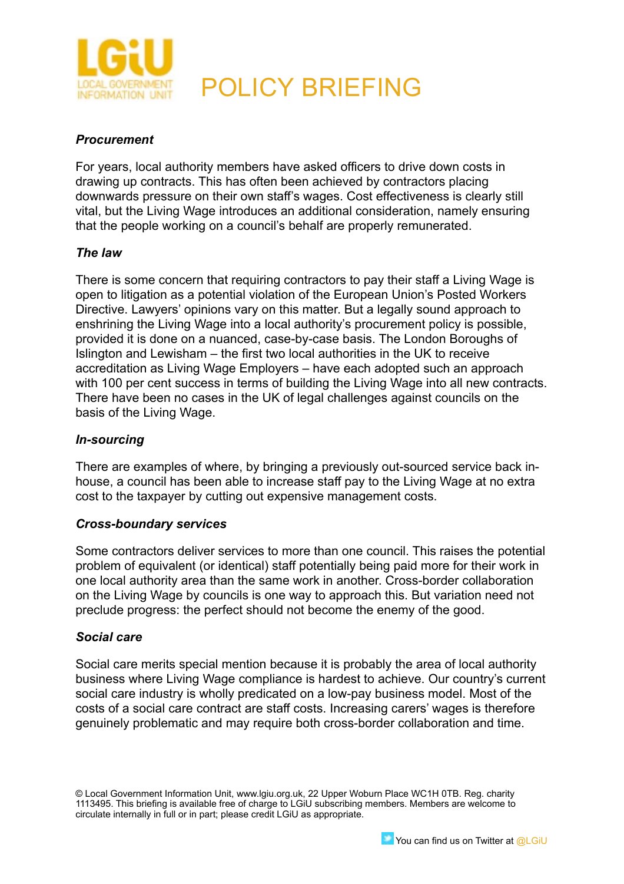#### *Procurement*

For years, local authority members have asked officers to drive down costs in drawing up contracts. This has often been achieved by contractors placing downwards pressure on their own staff's wages. Cost effectiveness is clearly still vital, but the Living Wage introduces an additional consideration, namely ensuring that the people working on a council's behalf are properly remunerated.

#### *The law*

There is some concern that requiring contractors to pay their staff a Living Wage is open to litigation as a potential violation of the European Union's Posted Workers Directive. Lawyers' opinions vary on this matter. But a legally sound approach to enshrining the Living Wage into a local authority's procurement policy is possible, provided it is done on a nuanced, case-by-case basis. The London Boroughs of Islington and Lewisham – the first two local authorities in the UK to receive accreditation as Living Wage Employers – have each adopted such an approach with 100 per cent success in terms of building the Living Wage into all new contracts. There have been no cases in the UK of legal challenges against councils on the basis of the Living Wage.

#### *In-sourcing*

There are examples of where, by bringing a previously out-sourced service back in-house, a council has been able to increase staff pay to the Living Wage at no extra cost to the taxpayer by cutting out expensive management costs.

#### *Cross-boundary services*

Some contractors deliver services to more than one council. This raises the potential problem of equivalent (or identical) staff potentially being paid more for their work in one local authority area than the same work in another. Cross-border collaboration on the Living Wage by councils is one way to approach this. But variation need not preclude progress: the perfect should not become the enemy of the good.

#### *Social care*

Social care merits special mention because it is probably the area of local authority business where Living Wage compliance is hardest to achieve. Our country's current social care industry is wholly predicated on a low-pay business model. Most of the costs of a social care contract are staff costs. Increasing carers' wages is therefore genuinely problematic and may require both cross-border collaboration and time.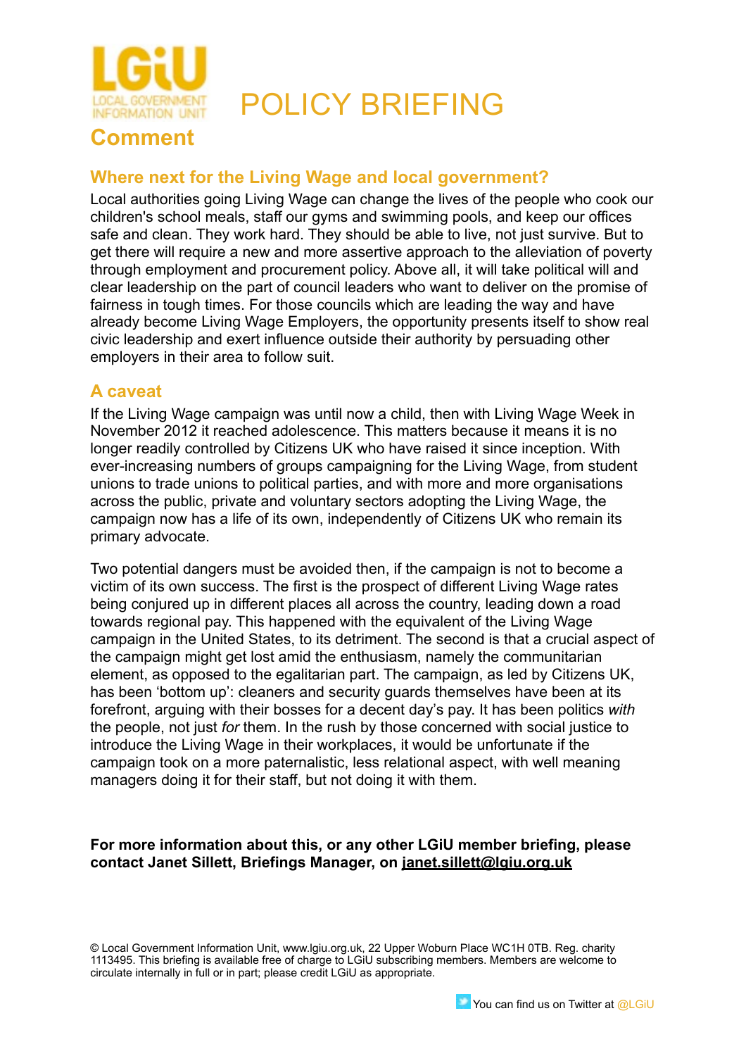# POLICY BRIEFING

## Comment

### Where next for the Living Wage and local government?

Local authorities going Living Wage can change the lives of the people who cook our children's school meals, staff our gyms and swimming pools, and keep our offices safe and clean. They work hard. They should be able to live, not just survive. But to get there will require a new and more assertive approach to the alleviation of poverty through employment and procurement policy. Above all, it will take political will and clear leadership on the part of council leaders who want to deliver on the promise of fairness in tough times. For those councils which are leading the way and have already become Living Wage Employers, the opportunity presents itself to show real civic leadership and exert influence outside their authority by persuading other employers in their area to follow suit.

### A caveat

If the Living Wage campaign was until now a child, then with Living Wage Week in November 2012 it reached adolescence. This matters because it means it is no longer readily controlled by Citizens UK who have raised it since inception. With ever-increasing numbers of groups campaigning for the Living Wage, from student unions to trade unions to political parties, and with more and more organisations across the public, private and voluntary sectors adopting the Living Wage, the campaign now has a life of its own, independently of Citizens UK who remain its primary advocate.

Two potential dangers must be avoided then, if the campaign is not to become a victim of its own success. The first is the prospect of different Living Wage rates being conjured up in different places all across the country, leading down a road towards regional pay. This happened with the equivalent of the Living Wage campaign in the United States, to its detriment. The second is that a crucial aspect of the campaign might get lost amid the enthusiasm, namely the communitarian element, as opposed to the egalitarian part. The campaign, as led by Citizens UK, has been 'bottom up': cleaners and security guards themselves have been at its forefront, arguing with their bosses for a decent day's pay. It has been politics *with* the people, not just *for* them. In the rush by those concerned with social justice to introduce the Living Wage in their workplaces, it would be unfortunate if the campaign took on a more paternalistic, less relational aspect, with well meaning managers doing it for their staff, but not doing it with them.

**For more information about this, or any other LGiU member briefing, please contact Janet Sillett, Briefings Manager, on janet.sillett@lgiu.org.uk**

© Local Government Information Unit, www.lgiu.org.uk, 22 Upper Woburn Place WC1H 0TB. Reg. charity 1113495. This briefing is available free of charge to LGiU subscribing members. Members are welcome to circulate internally in full or in part; please credit LGiU as appropriate.

You can find us on Twitter at @LGiU